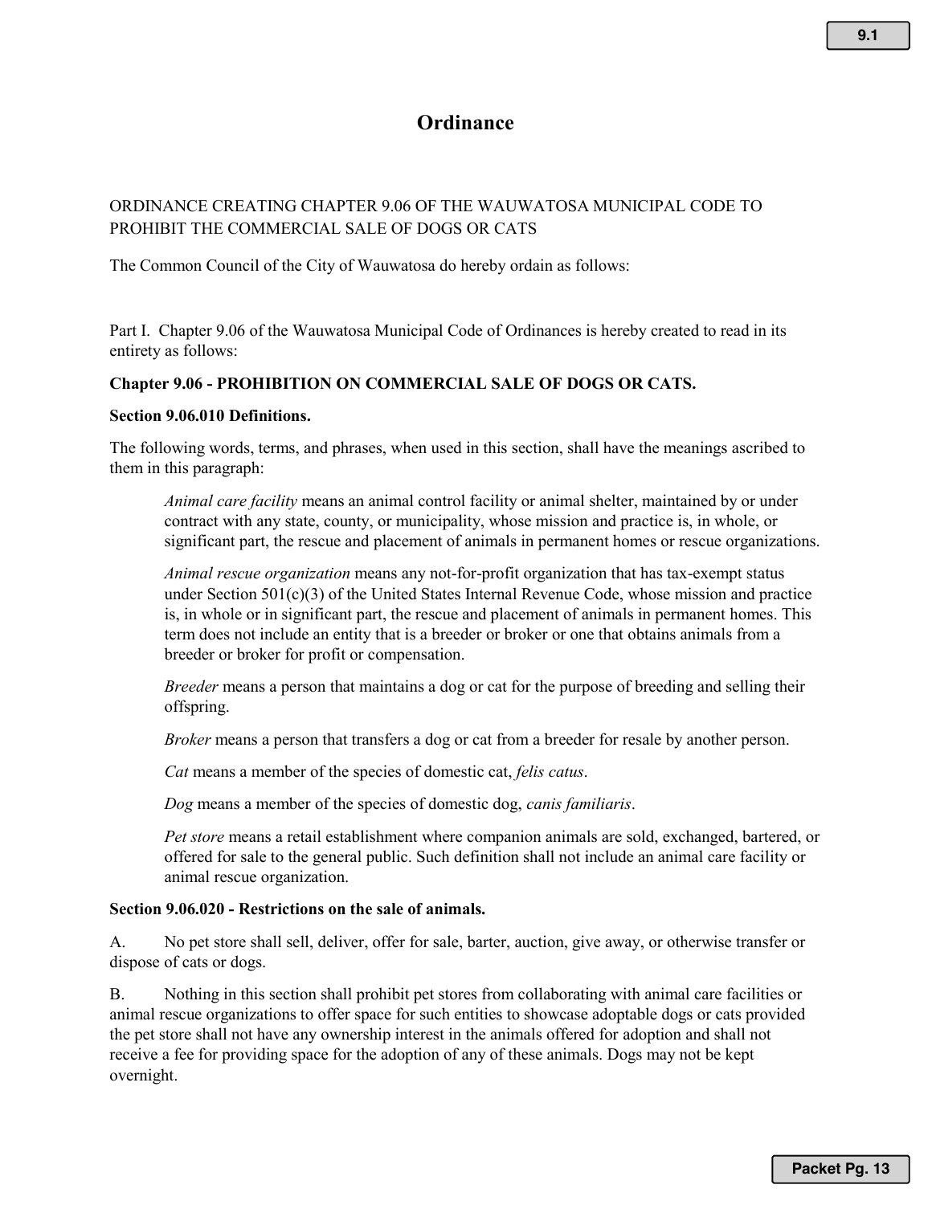# Ordinance

ORDINANCE CREATING CHAPTER 9.06 OF THE WAUWATOSA MUNICIPAL CODE TO PROHIBIT THE COMMERCIAL SALE OF DOGS OR CATS

The Common Council of the City of Wauwatosa do hereby ordain as follows:

Part I. Chapter 9.06 of the Wauwatosa Municipal Code of Ordinances is hereby created to read in its entirety as follows:

**Chapter 9.06 - PROHIBITION ON COMMERCIAL SALE OF DOGS OR CATS.**

**Section 9.06.010 Definitions.**

The following words, terms, and phrases, when used in this section, shall have the meanings ascribed to them in this paragraph:

> *Animal care facility* means an animal control facility or animal shelter, maintained by or under contract with any state, county, or municipality, whose mission and practice is, in whole, or significant part, the rescue and placement of animals in permanent homes or rescue organizations.
>
> *Animal rescue organization* means any not-for-profit organization that has tax-exempt status under Section 501(c)(3) of the United States Internal Revenue Code, whose mission and practice is, in whole or in significant part, the rescue and placement of animals in permanent homes. This term does not include an entity that is a breeder or broker or one that obtains animals from a breeder or broker for profit or compensation.
>
> *Breeder* means a person that maintains a dog or cat for the purpose of breeding and selling their offspring.
>
> *Broker* means a person that transfers a dog or cat from a breeder for resale by another person.
>
> *Cat* means a member of the species of domestic cat, *felis catus*.
>
> *Dog* means a member of the species of domestic dog, *canis familiaris*.
>
> *Pet store* means a retail establishment where companion animals are sold, exchanged, bartered, or offered for sale to the general public. Such definition shall not include an animal care facility or animal rescue organization.

**Section 9.06.020 - Restrictions on the sale of animals.**

A. No pet store shall sell, deliver, offer for sale, barter, auction, give away, or otherwise transfer or dispose of cats or dogs.

B. Nothing in this section shall prohibit pet stores from collaborating with animal care facilities or animal rescue organizations to offer space for such entities to showcase adoptable dogs or cats provided the pet store shall not have any ownership interest in the animals offered for adoption and shall not receive a fee for providing space for the adoption of any of these animals. Dogs may not be kept overnight.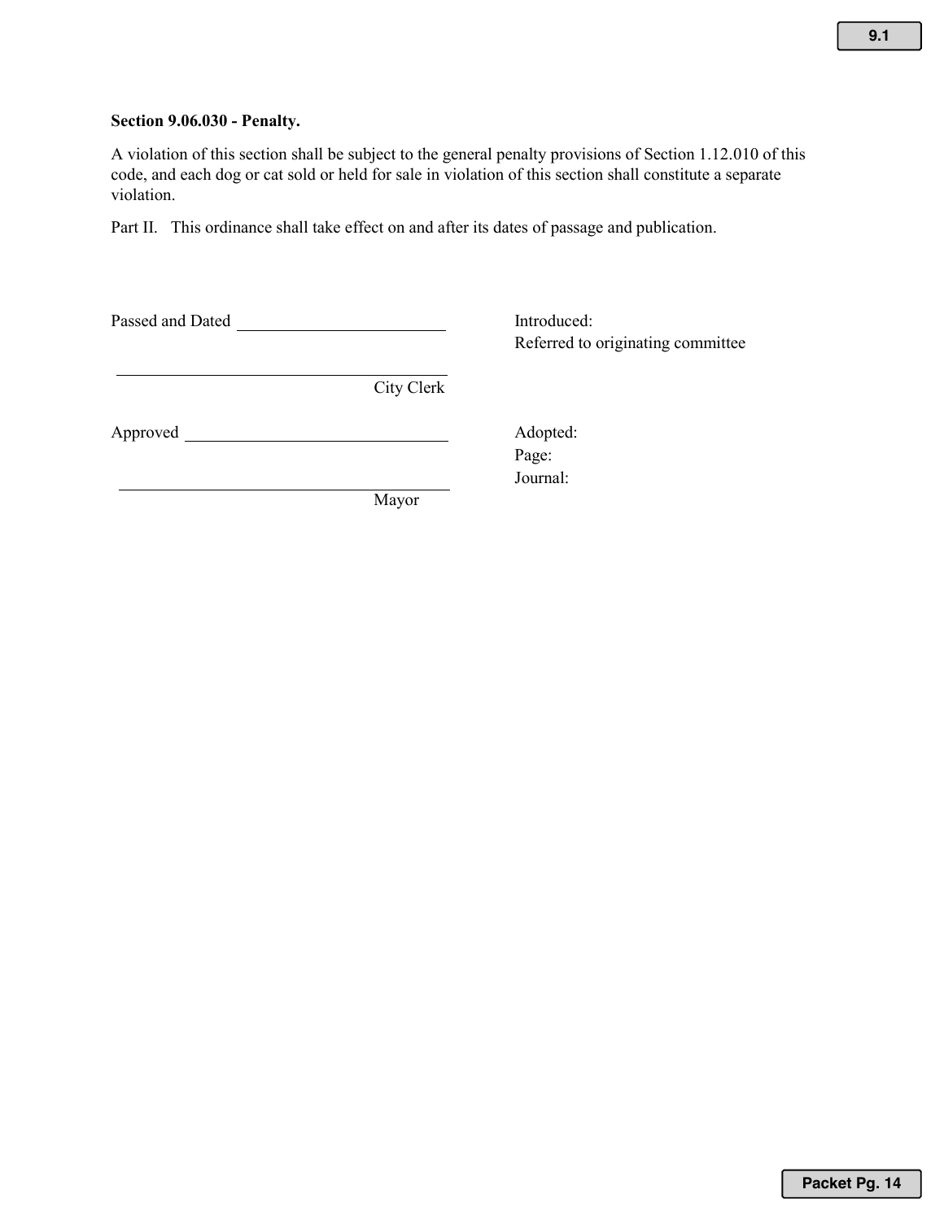**Section 9.06.030 - Penalty.**

A violation of this section shall be subject to the general penalty provisions of Section 1.12.010 of this code, and each dog or cat sold or held for sale in violation of this section shall constitute a separate violation.

Part II. This ordinance shall take effect on and after its dates of passage and publication.

Passed and Dated ________________________

________________________________ City Clerk

Approved ________________________

________________________________ Mayor

Introduced:
Referred to originating committee

Adopted:
Page:
Journal: